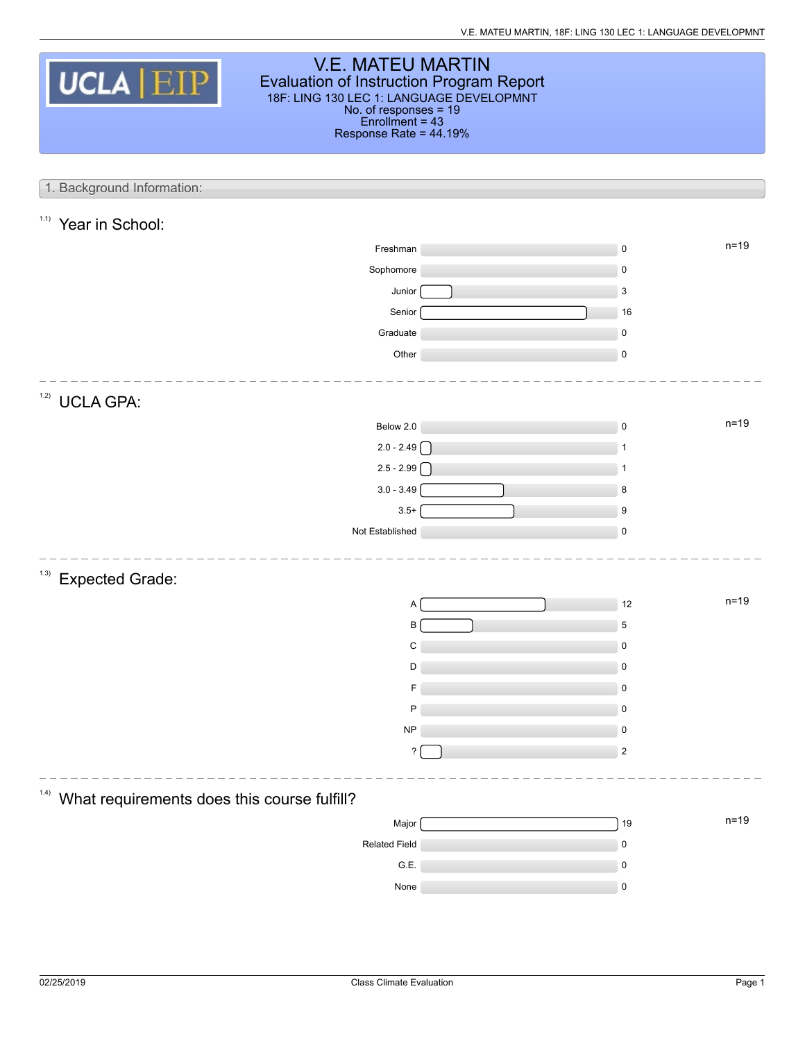# V.E. MATEU MARTIN

## Evaluation of Instruction Program Report

18F: LING 130 LEC 1: LANGUAGE DEVELOPMNT
No. of responses = 19
Enrollment = 43
Response Rate = 44.19%

## 1. Background Information:

### 1.1) Year in School:

n=19

| Response | Count |
|---|---|
| Freshman | 0 |
| Sophomore | 0 |
| Junior | 3 |
| Senior | 16 |
| Graduate | 0 |
| Other | 0 |

### 1.2) UCLA GPA:

n=19

| Response | Count |
|---|---|
| Below 2.0 | 0 |
| 2.0 - 2.49 | 1 |
| 2.5 - 2.99 | 1 |
| 3.0 - 3.49 | 8 |
| 3.5+ | 9 |
| Not Established | 0 |

### 1.3) Expected Grade:

n=19

| Response | Count |
|---|---|
| A | 12 |
| B | 5 |
| C | 0 |
| D | 0 |
| F | 0 |
| P | 0 |
| NP | 0 |
| ? | 2 |

### 1.4) What requirements does this course fulfill?

n=19

| Response | Count |
|---|---|
| Major | 19 |
| Related Field | 0 |
| G.E. | 0 |
| None | 0 |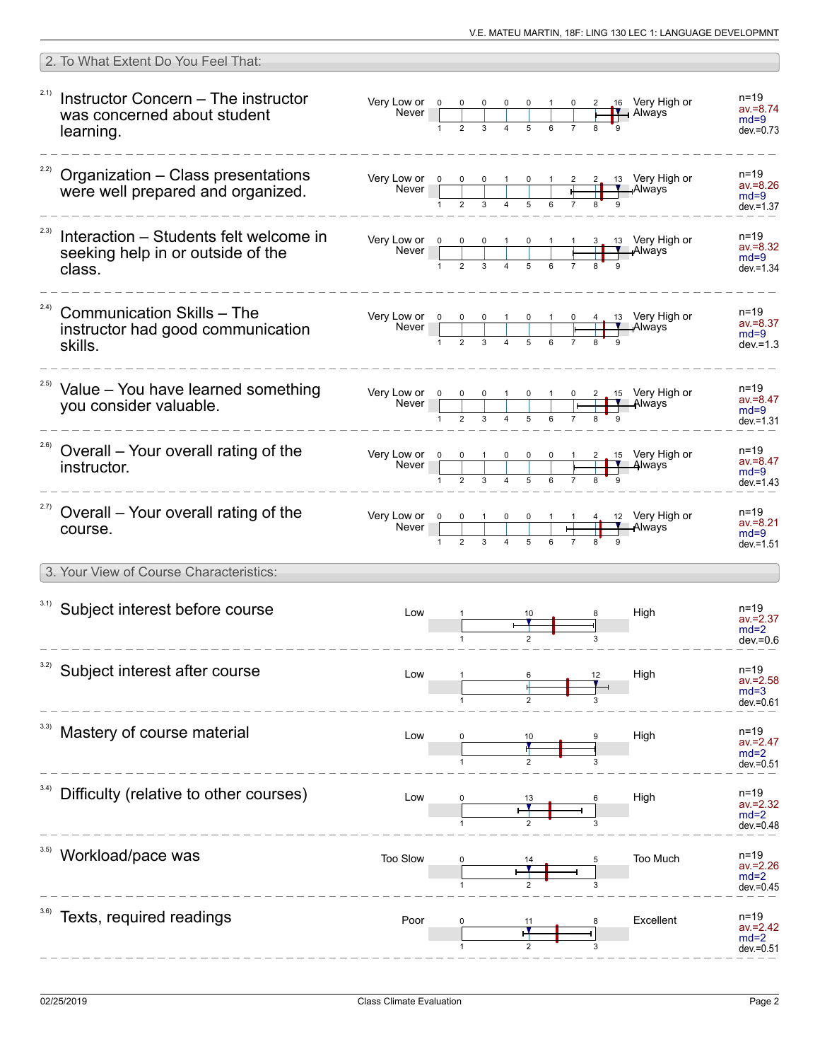## 2. To What Extent Do You Feel That:

2.1) Instructor Concern – The instructor was concerned about student learning.

| Very Low or Never | 1 | 2 | 3 | 4 | 5 | 6 | 7 | 8 | 9 | Very High or Always | |
|---|---|---|---|---|---|---|---|---|---|---|---|
| | 0 | 0 | 0 | 0 | 0 | 1 | 0 | 2 | 16 | | n=19 av.=8.74 md=9 dev.=0.73 |

2.2) Organization – Class presentations were well prepared and organized.

| Very Low or Never | 1 | 2 | 3 | 4 | 5 | 6 | 7 | 8 | 9 | Very High or Always | |
|---|---|---|---|---|---|---|---|---|---|---|---|
| | 0 | 0 | 0 | 1 | 0 | 1 | 2 | 2 | 13 | | n=19 av.=8.26 md=9 dev.=1.37 |

2.3) Interaction – Students felt welcome in seeking help in or outside of the class.

| Very Low or Never | 1 | 2 | 3 | 4 | 5 | 6 | 7 | 8 | 9 | Very High or Always | |
|---|---|---|---|---|---|---|---|---|---|---|---|
| | 0 | 0 | 0 | 1 | 0 | 1 | 1 | 3 | 13 | | n=19 av.=8.32 md=9 dev.=1.34 |

2.4) Communication Skills – The instructor had good communication skills.

| Very Low or Never | 1 | 2 | 3 | 4 | 5 | 6 | 7 | 8 | 9 | Very High or Always | |
|---|---|---|---|---|---|---|---|---|---|---|---|
| | 0 | 0 | 0 | 1 | 0 | 1 | 0 | 4 | 13 | | n=19 av.=8.37 md=9 dev.=1.3 |

2.5) Value – You have learned something you consider valuable.

| Very Low or Never | 1 | 2 | 3 | 4 | 5 | 6 | 7 | 8 | 9 | Very High or Always | |
|---|---|---|---|---|---|---|---|---|---|---|---|
| | 0 | 0 | 0 | 1 | 0 | 1 | 0 | 2 | 15 | | n=19 av.=8.47 md=9 dev.=1.31 |

2.6) Overall – Your overall rating of the instructor.

| Very Low or Never | 1 | 2 | 3 | 4 | 5 | 6 | 7 | 8 | 9 | Very High or Always | |
|---|---|---|---|---|---|---|---|---|---|---|---|
| | 0 | 0 | 1 | 0 | 0 | 0 | 1 | 2 | 15 | | n=19 av.=8.47 md=9 dev.=1.43 |

2.7) Overall – Your overall rating of the course.

| Very Low or Never | 1 | 2 | 3 | 4 | 5 | 6 | 7 | 8 | 9 | Very High or Always | |
|---|---|---|---|---|---|---|---|---|---|---|---|
| | 0 | 0 | 1 | 0 | 0 | 1 | 1 | 4 | 12 | | n=19 av.=8.21 md=9 dev.=1.51 |

## 3. Your View of Course Characteristics:

3.1) Subject interest before course

| Low | 1 | 2 | 3 | High | |
|---|---|---|---|---|---|
| | 1 | 10 | 8 | | n=19 av.=2.37 md=2 dev.=0.6 |

3.2) Subject interest after course

| Low | 1 | 2 | 3 | High | |
|---|---|---|---|---|---|
| | 1 | 6 | 12 | | n=19 av.=2.58 md=3 dev.=0.61 |

3.3) Mastery of course material

| Low | 1 | 2 | 3 | High | |
|---|---|---|---|---|---|
| | 0 | 10 | 9 | | n=19 av.=2.47 md=2 dev.=0.51 |

3.4) Difficulty (relative to other courses)

| Low | 1 | 2 | 3 | High | |
|---|---|---|---|---|---|
| | 0 | 13 | 6 | | n=19 av.=2.32 md=2 dev.=0.48 |

3.5) Workload/pace was

| Too Slow | 1 | 2 | 3 | Too Much | |
|---|---|---|---|---|---|
| | 0 | 14 | 5 | | n=19 av.=2.26 md=2 dev.=0.45 |

3.6) Texts, required readings

| Poor | 1 | 2 | 3 | Excellent | |
|---|---|---|---|---|---|
| | 0 | 11 | 8 | | n=19 av.=2.42 md=2 dev.=0.51 |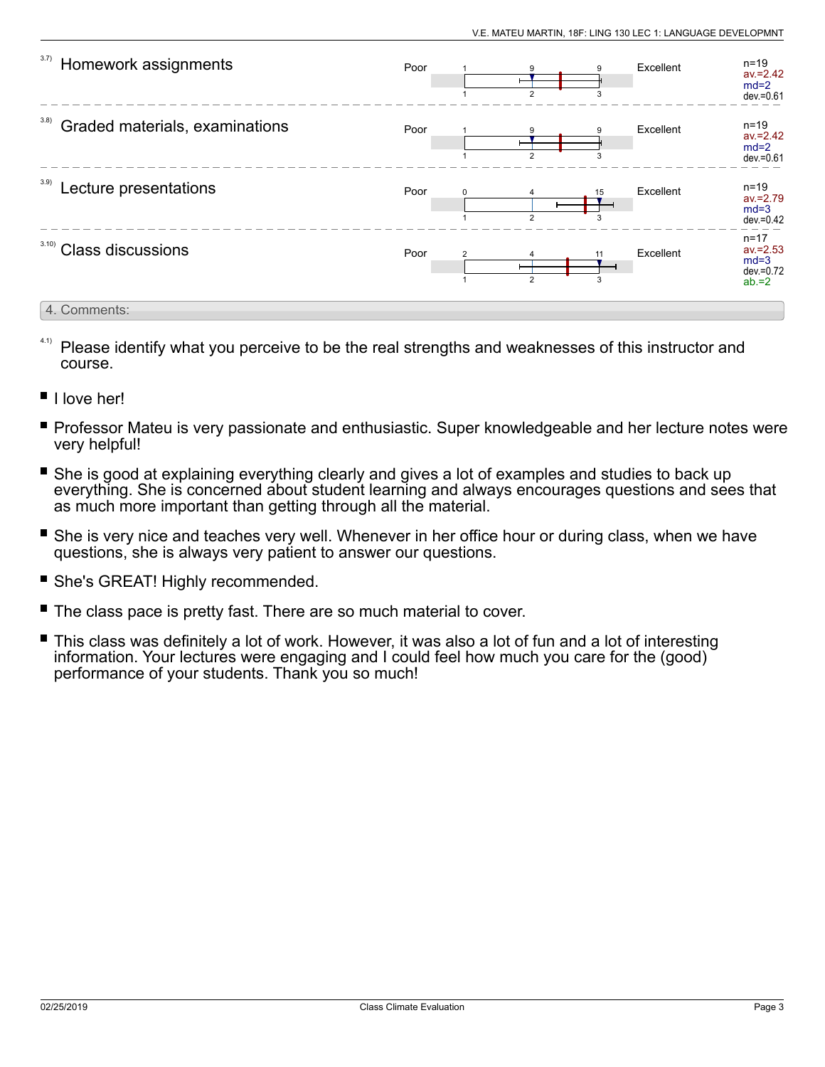3.7) Homework assignments

| Poor | 1 | 9 | 9 | Excellent | n=19 av.=2.42 md=2 dev.=0.61 |
|---|---|---|---|---|---|
| | 1 | 2 | 3 | | |

3.8) Graded materials, examinations

| Poor | 1 | 9 | 9 | Excellent | n=19 av.=2.42 md=2 dev.=0.61 |
|---|---|---|---|---|---|
| | 1 | 2 | 3 | | |

3.9) Lecture presentations

| Poor | 0 | 4 | 15 | Excellent | n=19 av.=2.79 md=3 dev.=0.42 |
|---|---|---|---|---|---|
| | 1 | 2 | 3 | | |

3.10) Class discussions

| Poor | 2 | 4 | 11 | Excellent | n=17 av.=2.53 md=3 dev.=0.72 ab.=2 |
|---|---|---|---|---|---|
| | 1 | 2 | 3 | | |

## 4. Comments:

4.1) Please identify what you perceive to be the real strengths and weaknesses of this instructor and course.

- I love her!
- Professor Mateu is very passionate and enthusiastic. Super knowledgeable and her lecture notes were very helpful!
- She is good at explaining everything clearly and gives a lot of examples and studies to back up everything. She is concerned about student learning and always encourages questions and sees that as much more important than getting through all the material.
- She is very nice and teaches very well. Whenever in her office hour or during class, when we have questions, she is always very patient to answer our questions.
- She's GREAT! Highly recommended.
- The class pace is pretty fast. There are so much material to cover.
- This class was definitely a lot of work. However, it was also a lot of fun and a lot of interesting information. Your lectures were engaging and I could feel how much you care for the (good) performance of your students. Thank you so much!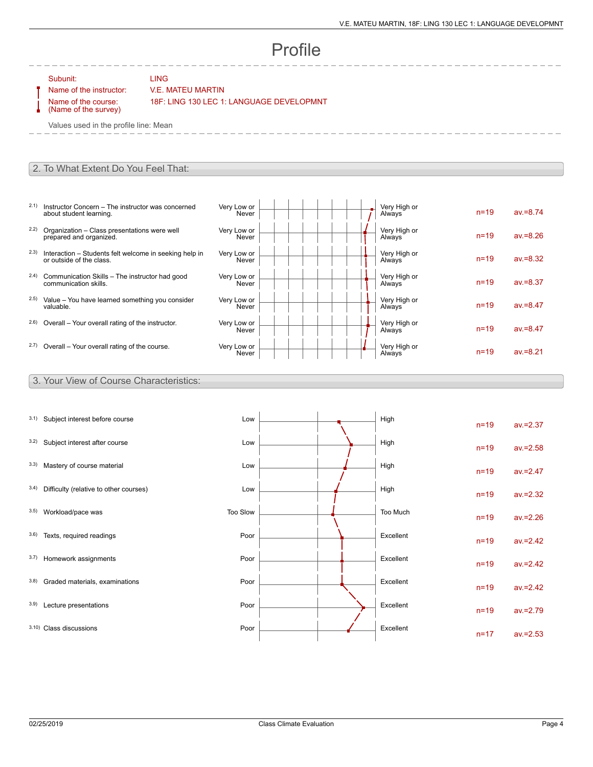# Profile

Subunit: LING

Name of the instructor: V.E. MATEU MARTIN

Name of the course: (Name of the survey) 18F: LING 130 LEC 1: LANGUAGE DEVELOPMNT

Values used in the profile line: Mean

## 2. To What Extent Do You Feel That:

2.1) Instructor Concern – The instructor was concerned about student learning.
Very Low or Never — Very High or Always
n=19 av.=8.74

2.2) Organization – Class presentations were well prepared and organized.
Very Low or Never — Very High or Always
n=19 av.=8.26

2.3) Interaction – Students felt welcome in seeking help in or outside of the class.
Very Low or Never — Very High or Always
n=19 av.=8.32

2.4) Communication Skills – The instructor had good communication skills.
Very Low or Never — Very High or Always
n=19 av.=8.37

2.5) Value – You have learned something you consider valuable.
Very Low or Never — Very High or Always
n=19 av.=8.47

2.6) Overall – Your overall rating of the instructor.
Very Low or Never — Very High or Always
n=19 av.=8.47

2.7) Overall – Your overall rating of the course.
Very Low or Never — Very High or Always
n=19 av.=8.21

## 3. Your View of Course Characteristics:

3.1) Subject interest before course
Low — High
n=19 av.=2.37

3.2) Subject interest after course
Low — High
n=19 av.=2.58

3.3) Mastery of course material
Low — High
n=19 av.=2.47

3.4) Difficulty (relative to other courses)
Low — High
n=19 av.=2.32

3.5) Workload/pace was
Too Slow — Too Much
n=19 av.=2.26

3.6) Texts, required readings
Poor — Excellent
n=19 av.=2.42

3.7) Homework assignments
Poor — Excellent
n=19 av.=2.42

3.8) Graded materials, examinations
Poor — Excellent
n=19 av.=2.42

3.9) Lecture presentations
Poor — Excellent
n=19 av.=2.79

3.10) Class discussions
Poor — Excellent
n=17 av.=2.53